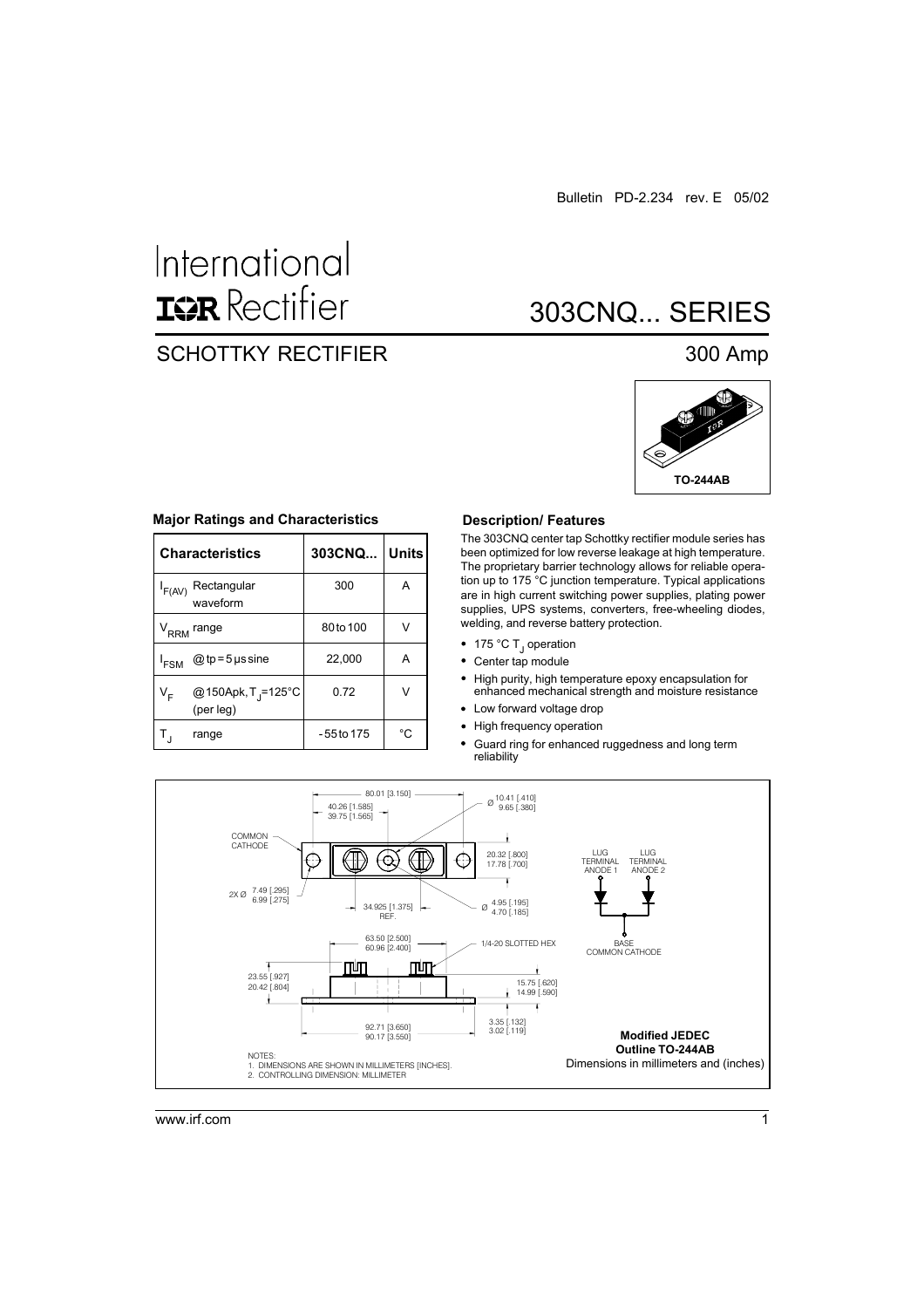Bulletin PD-2.234 rev. E 05/02

International IOR Rectifier

# 303CNQ... SERIES

## SCHOTTKY RECTIFIER

300 Amp

TO-244AB

### Major Ratings and Characteristics

| Characteristics | 303CNQ... | Units |
|---|---|---|
| $I_{F(AV)}$ Rectangular waveform | 300 | A |
| $V_{RRM}$ range | 80 to 100 | V |
| $I_{FSM}$ @ tp = 5 µs sine | 22,000 | A |
| $V_F$ @ 150Apk, $T_J$=125°C (per leg) | 0.72 | V |
| $T_J$ range | - 55 to 175 | °C |

### Description/ Features

The 303CNQ center tap Schottky rectifier module series has been optimized for low reverse leakage at high temperature. The proprietary barrier technology allows for reliable operation up to 175 °C junction temperature. Typical applications are in high current switching power supplies, plating power supplies, UPS systems, converters, free-wheeling diodes, welding, and reverse battery protection.

- 175 °C $T_J$ operation
- Center tap module
- High purity, high temperature epoxy encapsulation for enhanced mechanical strength and moisture resistance
- Low forward voltage drop
- High frequency operation
- Guard ring for enhanced ruggedness and long term reliability

80.01 [3.150]
40.26 [1.585]
39.75 [1.565]
Ø 10.41 [.410]
9.65 [.380]
COMMON CATHODE
20.32 [.800]
17.78 [.700]
2X Ø 7.49 [.295]
6.99 [.275]
34.925 [1.375] REF.
Ø 4.95 [.195]
4.70 [.185]
63.50 [2.500]
60.96 [2.400]
1/4-20 SLOTTED HEX
23.55 [.927]
20.42 [.804]
15.75 [.620]
14.99 [.590]
92.71 [3.650]
90.17 [3.550]
3.35 [.132]
3.02 [.119]

LUG TERMINAL ANODE 1
LUG TERMINAL ANODE 2
BASE COMMON CATHODE

NOTES:
1. DIMENSIONS ARE SHOWN IN MILLIMETERS [INCHES].
2. CONTROLLING DIMENSION: MILLIMETER

**Modified JEDEC Outline TO-244AB**
Dimensions in millimeters and (inches)

www.irf.com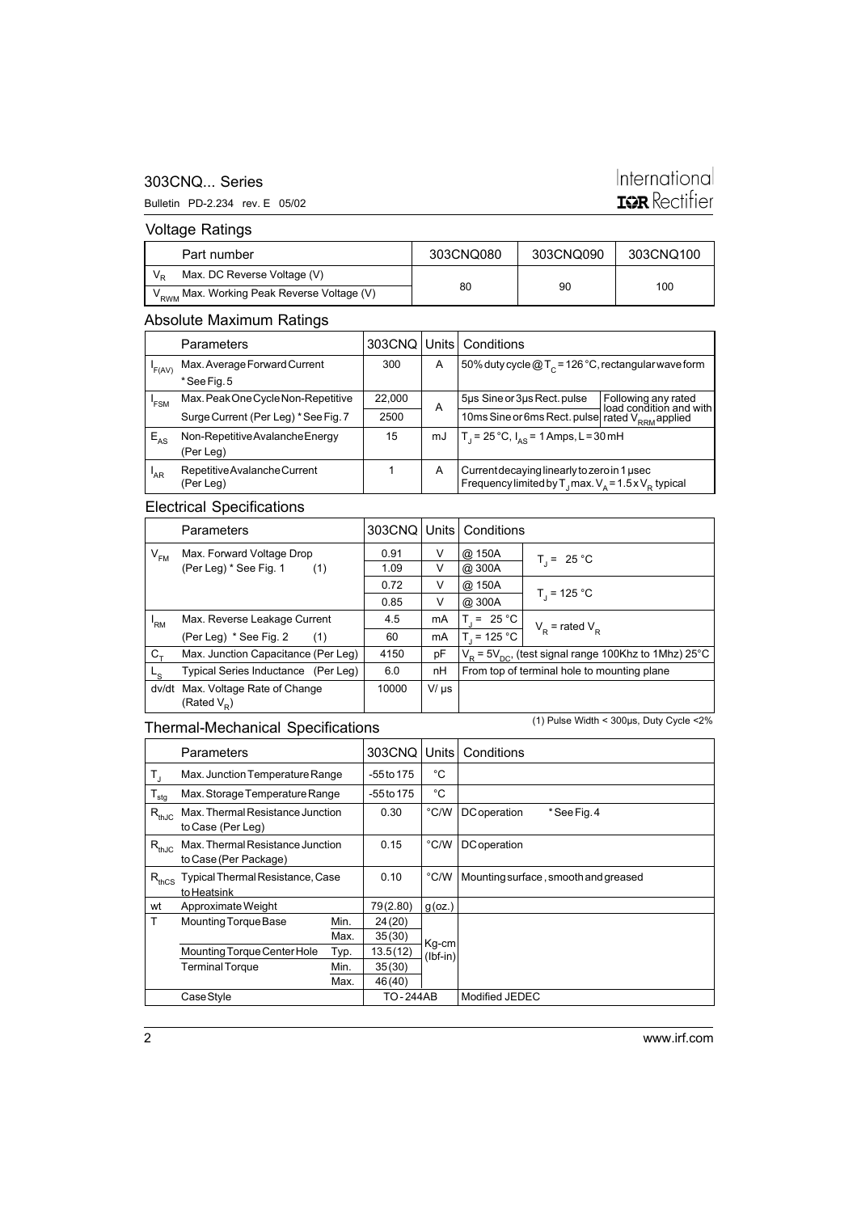## Voltage Ratings

| | Part number | 303CNQ080 | 303CNQ090 | 303CNQ100 |
|---|---|---|---|---|
| $V_R$ | Max. DC Reverse Voltage (V) | 80 | 90 | 100 |
| $V_{RWM}$ | Max. Working Peak Reverse Voltage (V) | | | |

## Absolute Maximum Ratings

| | Parameters | 303CNQ | Units | Conditions | |
|---|---|---|---|---|---|
| $I_{F(AV)}$ | Max. Average Forward Current * See Fig. 5 | 300 | A | 50% duty cycle @ $T_C$ = 126 °C, rectangular wave form | |
| $I_{FSM}$ | Max. Peak One Cycle Non-Repetitive | 22,000 | A | 5µs Sine or 3µs Rect. pulse | Following any rated load condition and with rated $V_{RRM}$ applied |
| | Surge Current (Per Leg) * See Fig. 7 | 2500 | | 10ms Sine or 6ms Rect. pulse | |
| $E_{AS}$ | Non-Repetitive Avalanche Energy (Per Leg) | 15 | mJ | $T_J$ = 25 °C, $I_{AS}$ = 1 Amps, L = 30 mH | |
| $I_{AR}$ | Repetitive Avalanche Current (Per Leg) | 1 | A | Current decaying linearly to zero in 1 µsec Frequency limited by $T_J$ max. $V_A$ = 1.5 x $V_R$ typical | |

## Electrical Specifications

| | Parameters | 303CNQ | Units | Conditions | |
|---|---|---|---|---|---|
| $V_{FM}$ | Max. Forward Voltage Drop | 0.91 | V | @ 150A | $T_J$ = 25 °C |
| | (Per Leg) * See Fig. 1 (1) | 1.09 | V | @ 300A | |
| | | 0.72 | V | @ 150A | $T_J$ = 125 °C |
| | | 0.85 | V | @ 300A | |
| $I_{RM}$ | Max. Reverse Leakage Current | 4.5 | mA | $T_J$ = 25 °C | $V_R$ = rated $V_R$ |
| | (Per Leg) * See Fig. 2 (1) | 60 | mA | $T_J$ = 125 °C | |
| $C_T$ | Max. Junction Capacitance (Per Leg) | 4150 | pF | $V_R$ = 5$V_{DC}$, (test signal range 100Khz to 1Mhz) 25°C | |
| $L_S$ | Typical Series Inductance (Per Leg) | 6.0 | nH | From top of terminal hole to mounting plane | |
| dv/dt | Max. Voltage Rate of Change (Rated $V_R$) | 10000 | V/ µs | | |

(1) Pulse Width < 300µs, Duty Cycle <2%

## Thermal-Mechanical Specifications

| | Parameters | | 303CNQ | Units | Conditions |
|---|---|---|---|---|---|
| $T_J$ | Max. Junction Temperature Range | | -55 to 175 | °C | |
| $T_{stg}$ | Max. Storage Temperature Range | | -55 to 175 | °C | |
| $R_{thJC}$ | Max. Thermal Resistance Junction to Case (Per Leg) | | 0.30 | °C/W | DC operation * See Fig. 4 |
| $R_{thJC}$ | Max. Thermal Resistance Junction to Case (Per Package) | | 0.15 | °C/W | DC operation |
| $R_{thCS}$ | Typical Thermal Resistance, Case to Heatsink | | 0.10 | °C/W | Mounting surface , smooth and greased |
| wt | Approximate Weight | | 79 (2.80) | g (oz.) | |
| T | Mounting Torque Base | Min. | 24 (20) | Kg-cm (lbf-in) | |
| | | Max. | 35 (30) | | |
| | Mounting Torque Center Hole | Typ. | 13.5 (12) | | |
| | Terminal Torque | Min. | 35 (30) | | |
| | | Max. | 46 (40) | | |
| | Case Style | | TO - 244AB | | Modified JEDEC |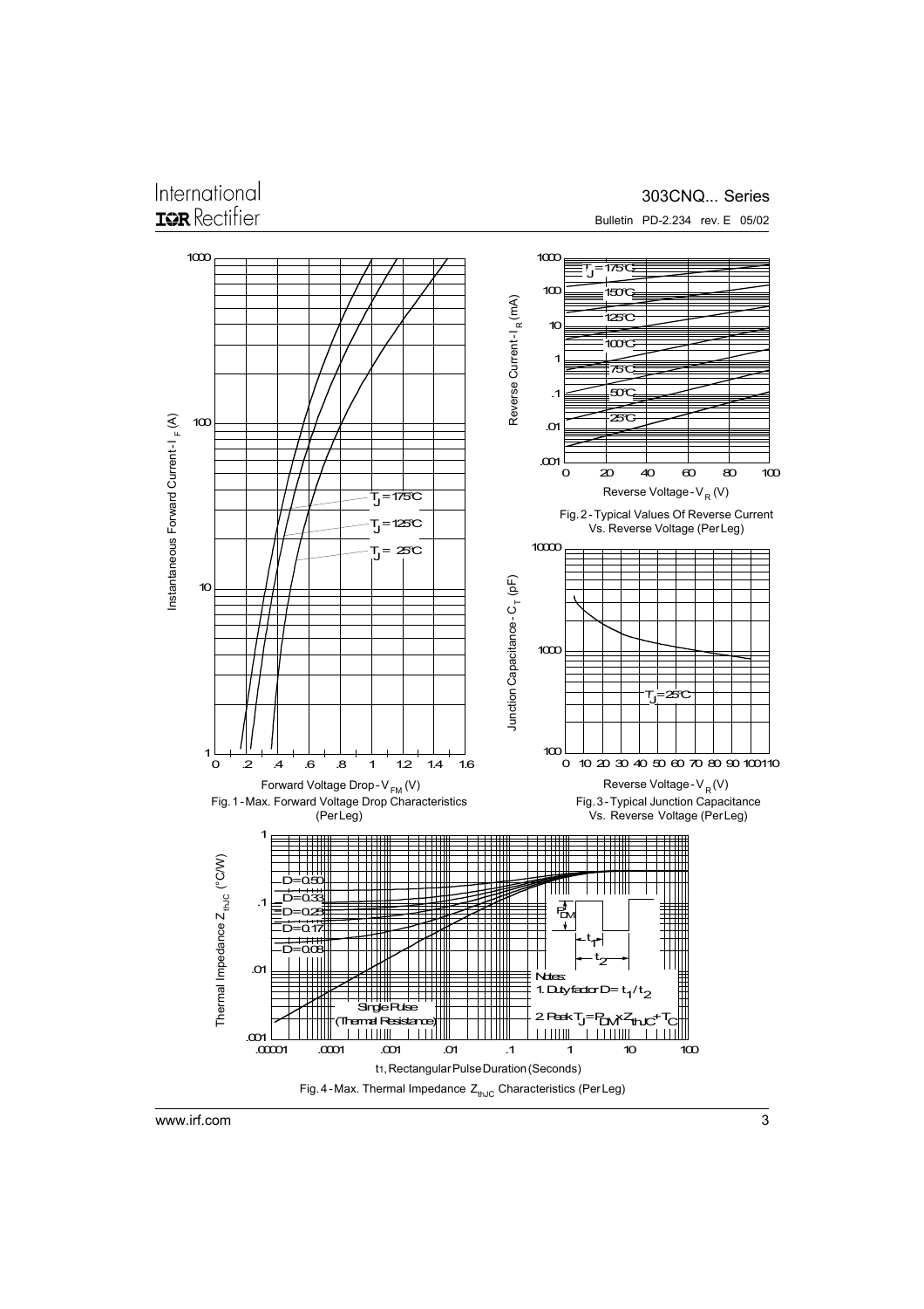Fig. 1 - Max. Forward Voltage Drop Characteristics (Per Leg)

Fig. 2 - Typical Values Of Reverse Current Vs. Reverse Voltage (Per Leg)

Fig. 3 - Typical Junction Capacitance Vs. Reverse Voltage (Per Leg)

Fig. 4 - Max. Thermal Impedance $Z_{thJC}$ Characteristics (Per Leg)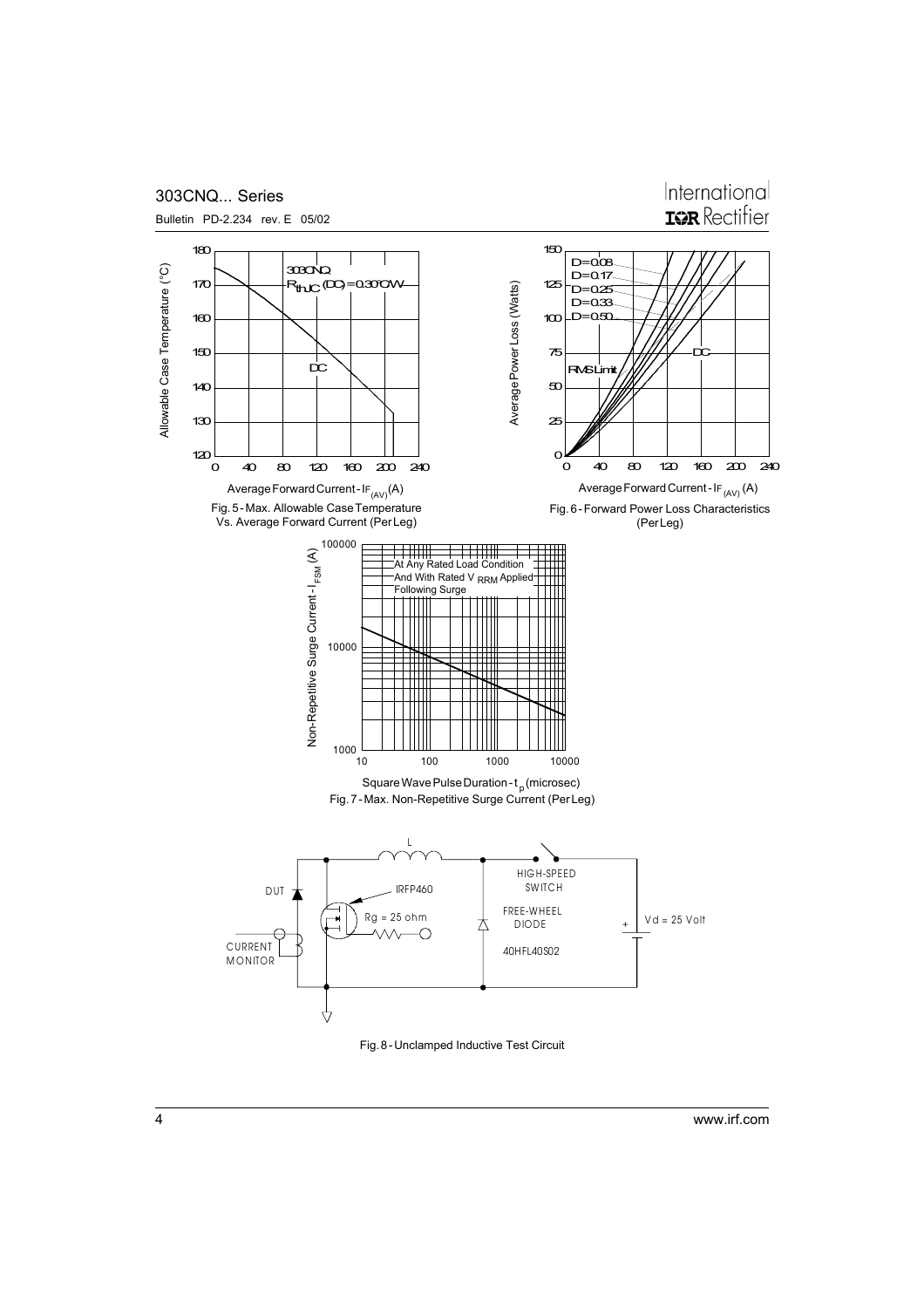Fig. 5 - Max. Allowable Case Temperature Vs. Average Forward Current (Per Leg)

Fig. 6 - Forward Power Loss Characteristics (Per Leg)

Fig. 7 - Max. Non-Repetitive Surge Current (Per Leg)

Fig. 8 - Unclamped Inductive Test Circuit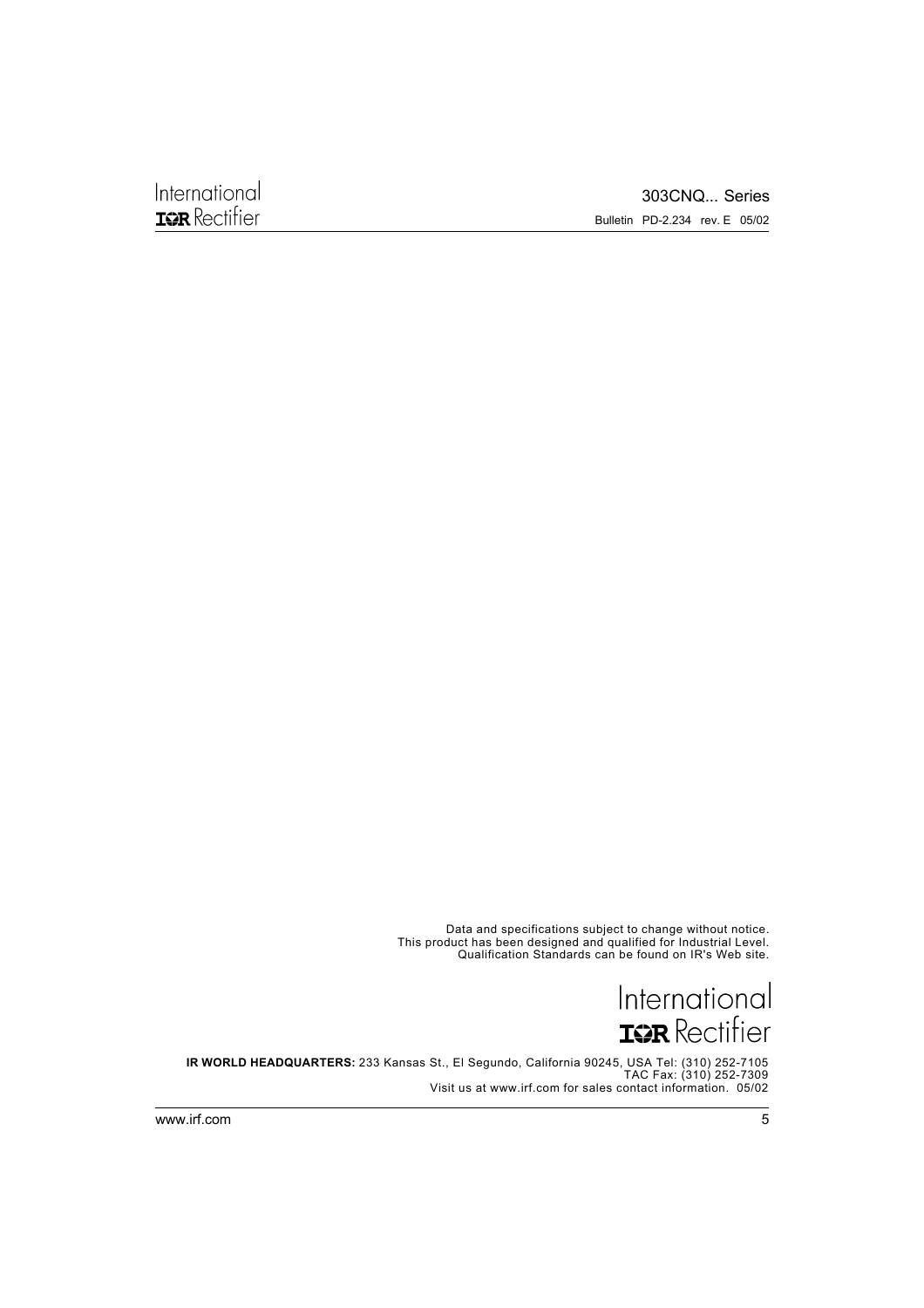Data and specifications subject to change without notice.
This product has been designed and qualified for Industrial Level.
Qualification Standards can be found on IR's Web site.

International
IOR Rectifier

**IR WORLD HEADQUARTERS:** 233 Kansas St., El Segundo, California 90245, USA Tel: (310) 252-7105
TAC Fax: (310) 252-7309
Visit us at www.irf.com for sales contact information. 05/02